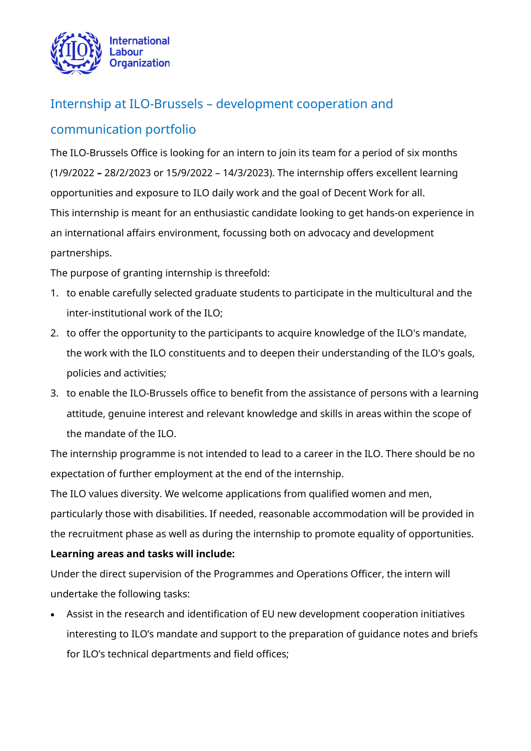International Labour Organization

# Internship at ILO-Brussels – development cooperation and communication portfolio

The ILO-Brussels Office is looking for an intern to join its team for a period of six months (1/9/2022 – 28/2/2023 or 15/9/2022 – 14/3/2023). The internship offers excellent learning opportunities and exposure to ILO daily work and the goal of Decent Work for all.

This internship is meant for an enthusiastic candidate looking to get hands-on experience in an international affairs environment, focussing both on advocacy and development partnerships.

The purpose of granting internship is threefold:

1. to enable carefully selected graduate students to participate in the multicultural and the inter-institutional work of the ILO;
2. to offer the opportunity to the participants to acquire knowledge of the ILO's mandate, the work with the ILO constituents and to deepen their understanding of the ILO's goals, policies and activities;
3. to enable the ILO-Brussels office to benefit from the assistance of persons with a learning attitude, genuine interest and relevant knowledge and skills in areas within the scope of the mandate of the ILO.

The internship programme is not intended to lead to a career in the ILO. There should be no expectation of further employment at the end of the internship.

The ILO values diversity. We welcome applications from qualified women and men, particularly those with disabilities. If needed, reasonable accommodation will be provided in the recruitment phase as well as during the internship to promote equality of opportunities.

**Learning areas and tasks will include:**

Under the direct supervision of the Programmes and Operations Officer, the intern will undertake the following tasks:

- Assist in the research and identification of EU new development cooperation initiatives interesting to ILO's mandate and support to the preparation of guidance notes and briefs for ILO's technical departments and field offices;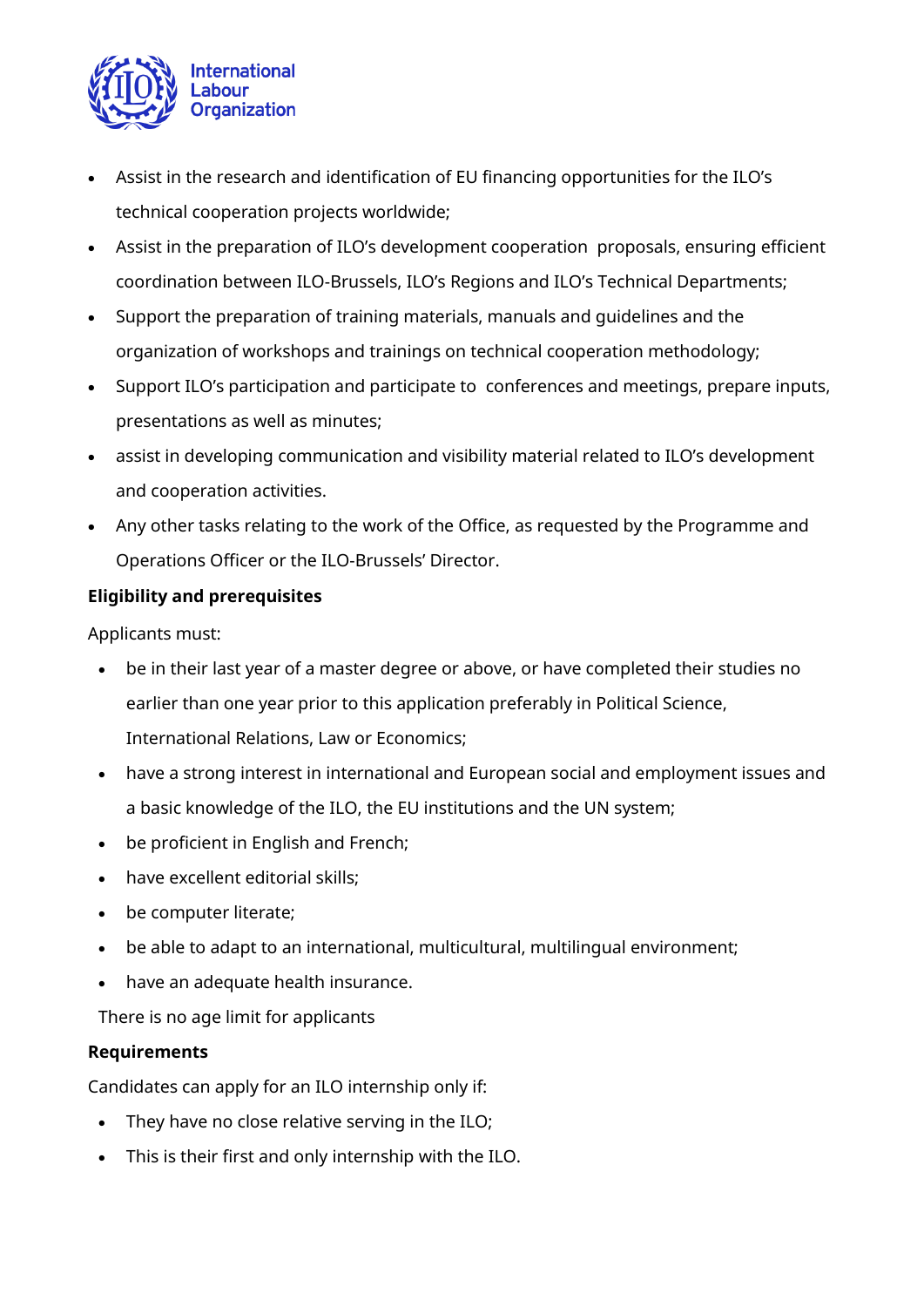- Assist in the research and identification of EU financing opportunities for the ILO's technical cooperation projects worldwide;
- Assist in the preparation of ILO's development cooperation proposals, ensuring efficient coordination between ILO-Brussels, ILO's Regions and ILO's Technical Departments;
- Support the preparation of training materials, manuals and guidelines and the organization of workshops and trainings on technical cooperation methodology;
- Support ILO's participation and participate to conferences and meetings, prepare inputs, presentations as well as minutes;
- assist in developing communication and visibility material related to ILO's development and cooperation activities.
- Any other tasks relating to the work of the Office, as requested by the Programme and Operations Officer or the ILO-Brussels' Director.

**Eligibility and prerequisites**

Applicants must:

- be in their last year of a master degree or above, or have completed their studies no earlier than one year prior to this application preferably in Political Science, International Relations, Law or Economics;
- have a strong interest in international and European social and employment issues and a basic knowledge of the ILO, the EU institutions and the UN system;
- be proficient in English and French;
- have excellent editorial skills;
- be computer literate;
- be able to adapt to an international, multicultural, multilingual environment;
- have an adequate health insurance.

There is no age limit for applicants

**Requirements**

Candidates can apply for an ILO internship only if:

- They have no close relative serving in the ILO;
- This is their first and only internship with the ILO.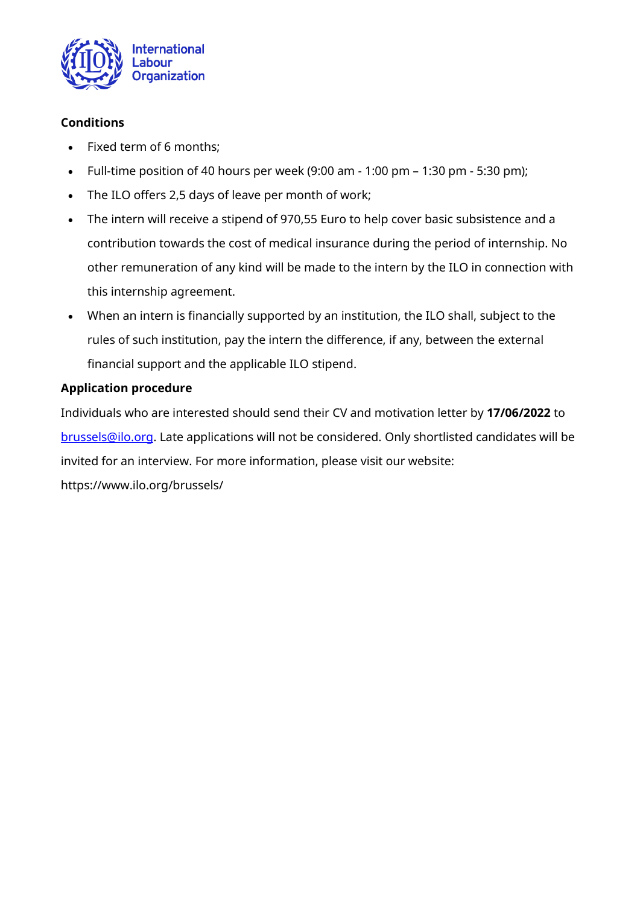**Conditions**

- Fixed term of 6 months;
- Full-time position of 40 hours per week (9:00 am - 1:00 pm – 1:30 pm - 5:30 pm);
- The ILO offers 2,5 days of leave per month of work;
- The intern will receive a stipend of 970,55 Euro to help cover basic subsistence and a contribution towards the cost of medical insurance during the period of internship. No other remuneration of any kind will be made to the intern by the ILO in connection with this internship agreement.
- When an intern is financially supported by an institution, the ILO shall, subject to the rules of such institution, pay the intern the difference, if any, between the external financial support and the applicable ILO stipend.

**Application procedure**

Individuals who are interested should send their CV and motivation letter by **17/06/2022** to brussels@ilo.org. Late applications will not be considered. Only shortlisted candidates will be invited for an interview. For more information, please visit our website:

https://www.ilo.org/brussels/